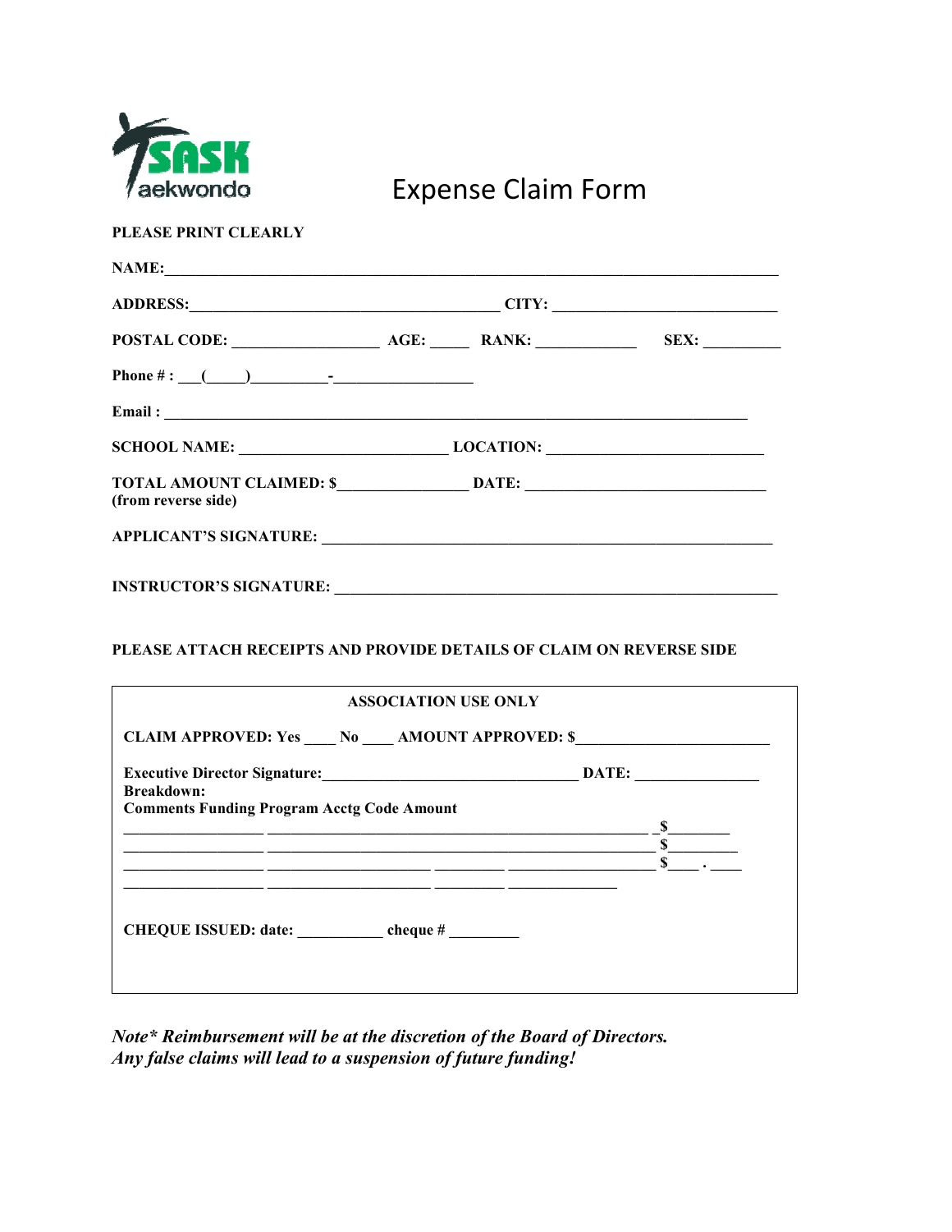SASK aekwondo

# Expense Claim Form

**PLEASE PRINT CLEARLY**

**NAME:**_______________________________________________________________________________

**ADDRESS:**_________________________________________ **CITY:** ______________________________

**POSTAL CODE:** ____________________ **AGE:** _____ **RANK:** _____________ **SEX:** __________

**Phone # :** ___(_____)_________-_________________

**Email :** ____________________________________________________________________________

**SCHOOL NAME:** ___________________________ **LOCATION:** ____________________________

**TOTAL AMOUNT CLAIMED: $**________________ **DATE:** _______________________________
**(from reverse side)**

**APPLICANT'S SIGNATURE:** ___________________________________________________________

**INSTRUCTOR'S SIGNATURE:** __________________________________________________________

**PLEASE ATTACH RECEIPTS AND PROVIDE DETAILS OF CLAIM ON REVERSE SIDE**

---

**ASSOCIATION USE ONLY**

**CLAIM APPROVED: Yes** ____ **No** ____ **AMOUNT APPROVED: $**_________________________

**Executive Director Signature:**________________________________ **DATE:** ________________
**Breakdown:**
**Comments Funding Program Acctg Code Amount**

__________________ __________________________________________________ _$________
__________________ __________________________________________________ $_________
__________________ _____________________ _________ ___________________ $____ . ____
__________________ _____________________ _________ ______________

**CHEQUE ISSUED: date:** ___________ **cheque #** _________

---

***Note\* Reimbursement will be at the discretion of the Board of Directors.***
***Any false claims will lead to a suspension of future funding!***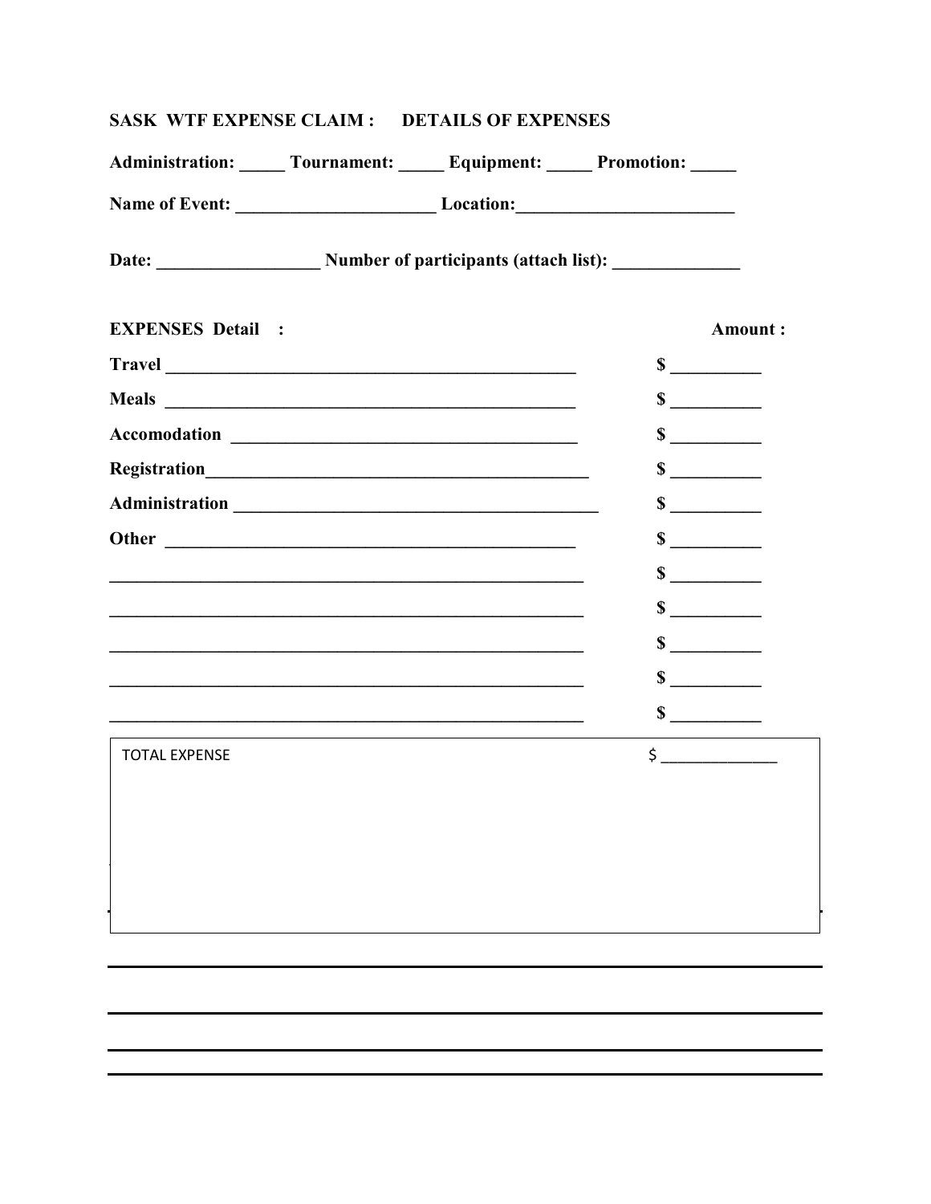**SASK WTF EXPENSE CLAIM : DETAILS OF EXPENSES**

**Administration: _____ Tournament: _____ Equipment: _____ Promotion: _____**

**Name of Event: ______________________ Location:________________________**

**Date: __________________ Number of participants (attach list): ______________**

| **EXPENSES Detail :** | **Amount :** |
| --- | --- |
| **Travel** _______________________________________________ | **$** __________ |
| **Meals** _______________________________________________ | **$** __________ |
| **Accomodation** _______________________________________ | **$** __________ |
| **Registration**____________________________________________ | **$** __________ |
| **Administration** __________________________________________ | **$** __________ |
| **Other** _______________________________________________ | **$** __________ |
| ______________________________________________________ | **$** __________ |
| ______________________________________________________ | **$** __________ |
| ______________________________________________________ | **$** __________ |
| ______________________________________________________ | **$** __________ |
| ______________________________________________________ | **$** __________ |
| TOTAL EXPENSE | $ ______________ |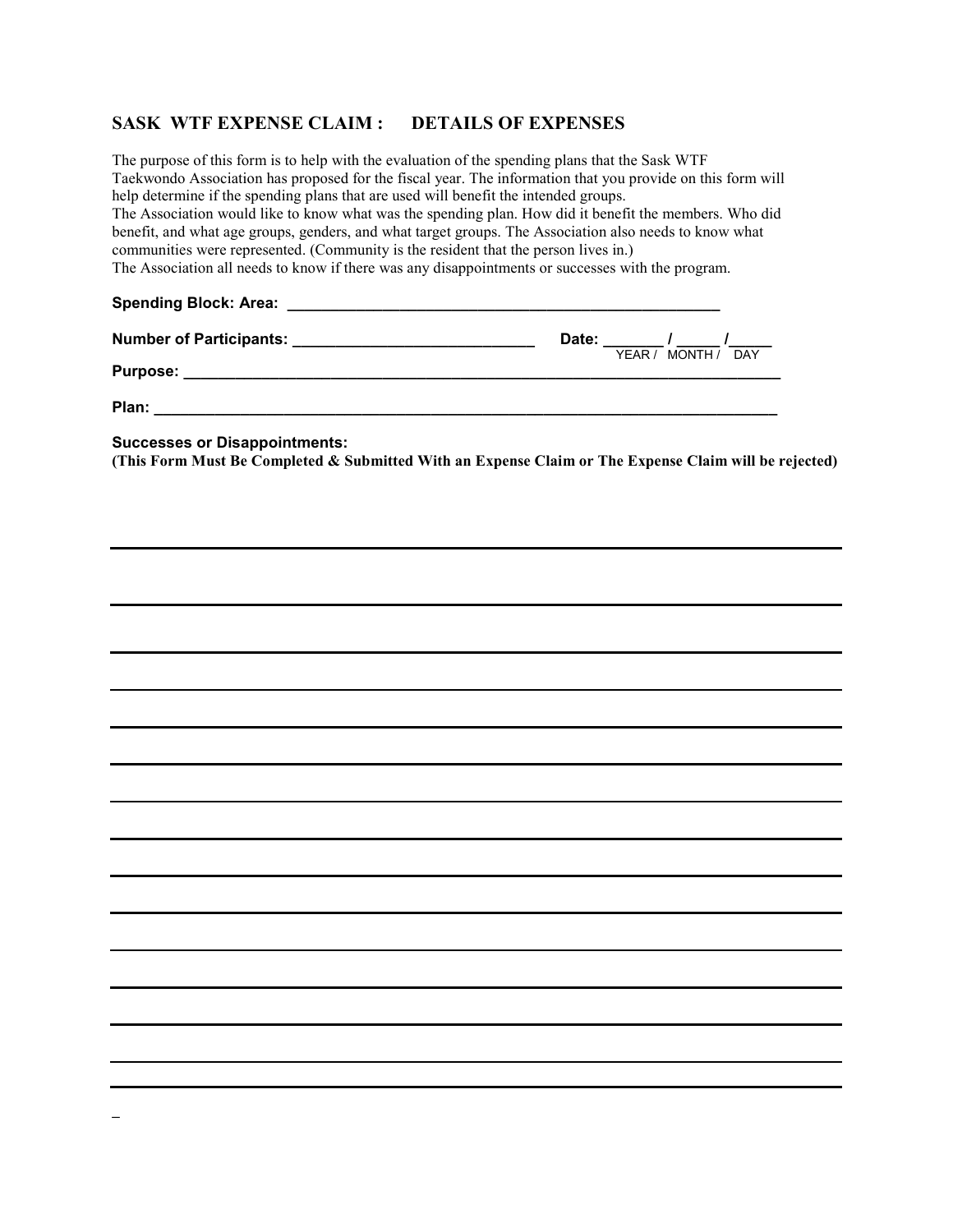## SASK WTF EXPENSE CLAIM : DETAILS OF EXPENSES

The purpose of this form is to help with the evaluation of the spending plans that the Sask WTF Taekwondo Association has proposed for the fiscal year. The information that you provide on this form will help determine if the spending plans that are used will benefit the intended groups.
The Association would like to know what was the spending plan. How did it benefit the members. Who did benefit, and what age groups, genders, and what target groups. The Association also needs to know what communities were represented. (Community is the resident that the person lives in.)
The Association all needs to know if there was any disappointments or successes with the program.

**Spending Block: Area:** ______________________________________________

**Number of Participants:** ___________________________ **Date:** _______ / _____ /_____
YEAR / MONTH / DAY

**Purpose:** ______________________________________________________________

**Plan:** _________________________________________________________________

**Successes or Disappointments:**
**(This Form Must Be Completed & Submitted With an Expense Claim or The Expense Claim will be rejected)**

_________________________________________________________________________

_________________________________________________________________________

_________________________________________________________________________

_________________________________________________________________________

_________________________________________________________________________

_________________________________________________________________________

_________________________________________________________________________

_________________________________________________________________________

_________________________________________________________________________

_________________________________________________________________________

_________________________________________________________________________

_________________________________________________________________________

_________________________________________________________________________

_________________________________________________________________________

_________________________________________________________________________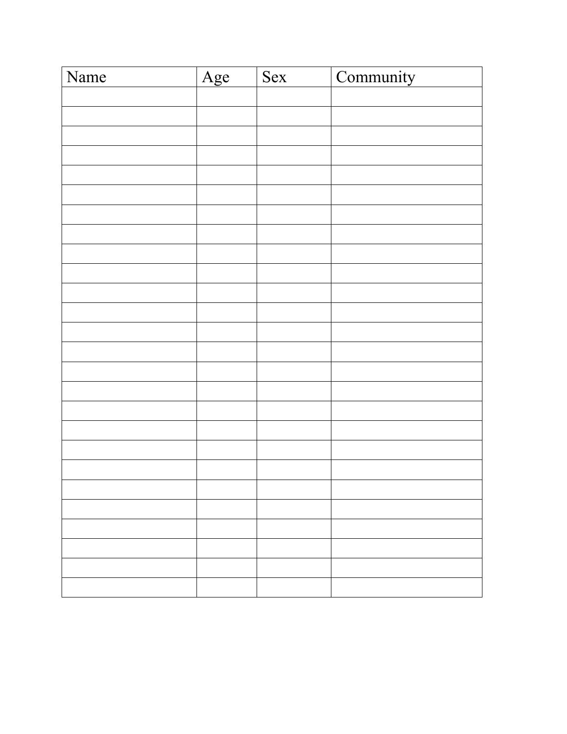| Name | Age | Sex | Community |
|---|---|---|---|
| | | | |
| | | | |
| | | | |
| | | | |
| | | | |
| | | | |
| | | | |
| | | | |
| | | | |
| | | | |
| | | | |
| | | | |
| | | | |
| | | | |
| | | | |
| | | | |
| | | | |
| | | | |
| | | | |
| | | | |
| | | | |
| | | | |
| | | | |
| | | | |
| | | | |
| | | | |